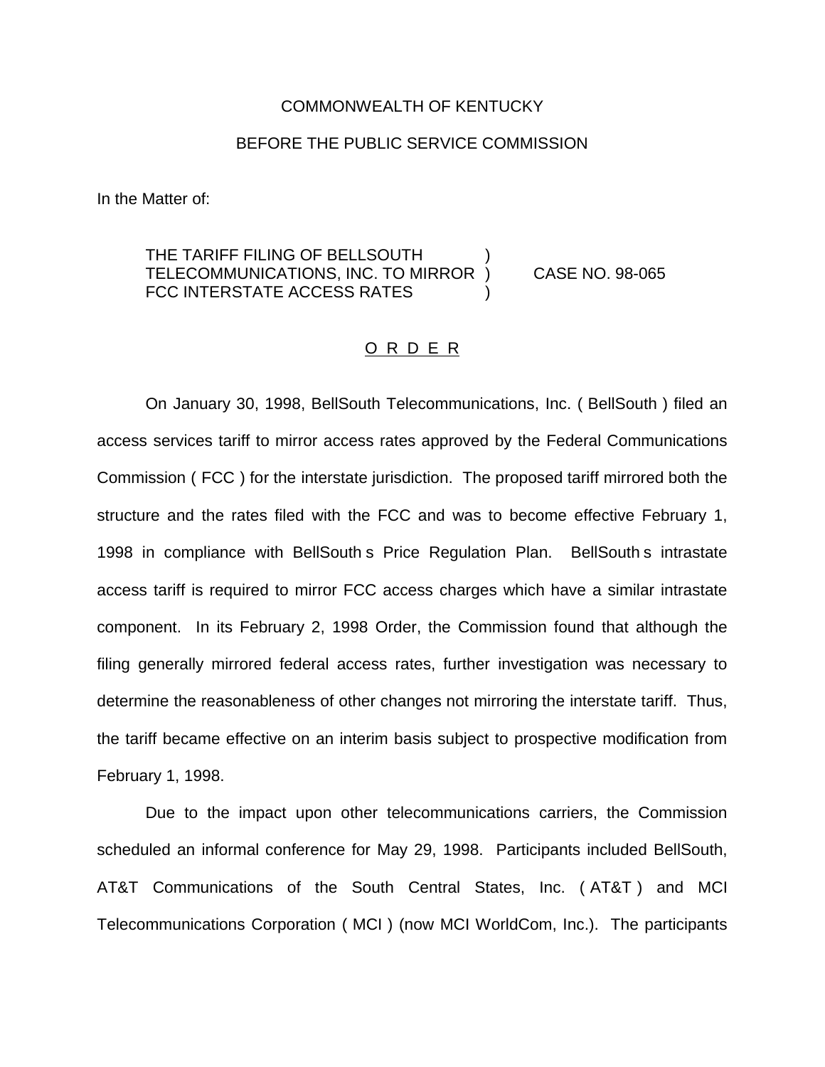COMMONWEALTH OF KENTUCKY

BEFORE THE PUBLIC SERVICE COMMISSION

In the Matter of:

THE TARIFF FILING OF BELLSOUTH TELECOMMUNICATIONS, INC. TO MIRROR FCC INTERSTATE ACCESS RATES ) CASE NO. 98-065

O R D E R

On January 30, 1998, BellSouth Telecommunications, Inc. ( BellSouth ) filed an access services tariff to mirror access rates approved by the Federal Communications Commission ( FCC ) for the interstate jurisdiction. The proposed tariff mirrored both the structure and the rates filed with the FCC and was to become effective February 1, 1998 in compliance with BellSouth s Price Regulation Plan. BellSouth s intrastate access tariff is required to mirror FCC access charges which have a similar intrastate component. In its February 2, 1998 Order, the Commission found that although the filing generally mirrored federal access rates, further investigation was necessary to determine the reasonableness of other changes not mirroring the interstate tariff. Thus, the tariff became effective on an interim basis subject to prospective modification from February 1, 1998.

Due to the impact upon other telecommunications carriers, the Commission scheduled an informal conference for May 29, 1998. Participants included BellSouth, AT&T Communications of the South Central States, Inc. ( AT&T ) and MCI Telecommunications Corporation ( MCI ) (now MCI WorldCom, Inc.). The participants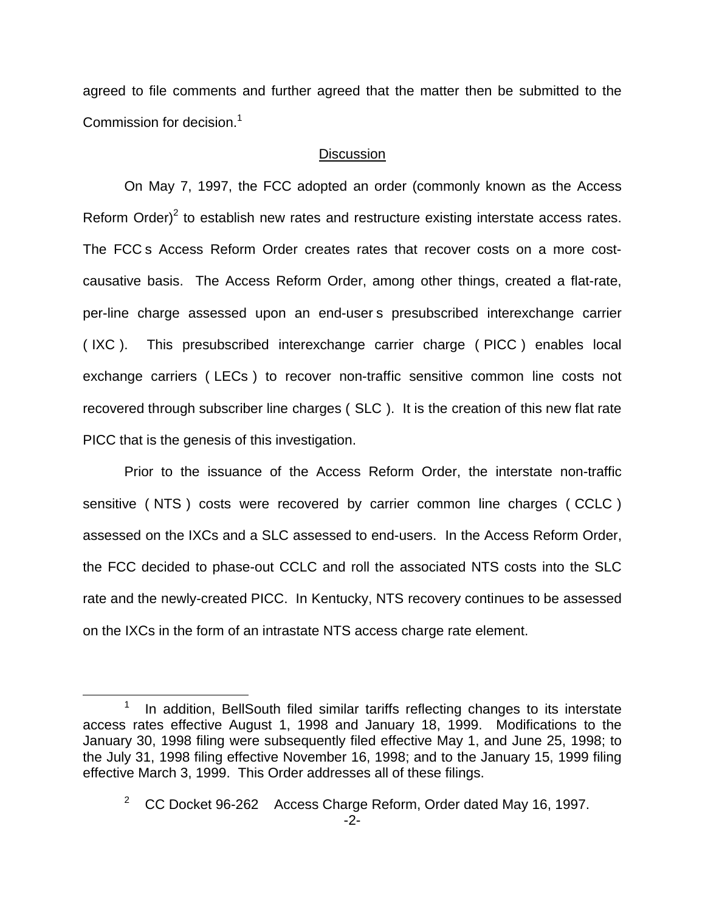agreed to file comments and further agreed that the matter then be submitted to the Commission for decision.[1]

## Discussion

On May 7, 1997, the FCC adopted an order (commonly known as the Access Reform Order)[2] to establish new rates and restructure existing interstate access rates. The FCC s Access Reform Order creates rates that recover costs on a more cost-causative basis. The Access Reform Order, among other things, created a flat-rate, per-line charge assessed upon an end-user s presubscribed interexchange carrier ( IXC ). This presubscribed interexchange carrier charge ( PICC ) enables local exchange carriers ( LECs ) to recover non-traffic sensitive common line costs not recovered through subscriber line charges ( SLC ). It is the creation of this new flat rate PICC that is the genesis of this investigation.

Prior to the issuance of the Access Reform Order, the interstate non-traffic sensitive ( NTS ) costs were recovered by carrier common line charges ( CCLC ) assessed on the IXCs and a SLC assessed to end-users. In the Access Reform Order, the FCC decided to phase-out CCLC and roll the associated NTS costs into the SLC rate and the newly-created PICC. In Kentucky, NTS recovery continues to be assessed on the IXCs in the form of an intrastate NTS access charge rate element.

[1] In addition, BellSouth filed similar tariffs reflecting changes to its interstate access rates effective August 1, 1998 and January 18, 1999. Modifications to the January 30, 1998 filing were subsequently filed effective May 1, and June 25, 1998; to the July 31, 1998 filing effective November 16, 1998; and to the January 15, 1999 filing effective March 3, 1999. This Order addresses all of these filings.

[2] CC Docket 96-262 Access Charge Reform, Order dated May 16, 1997.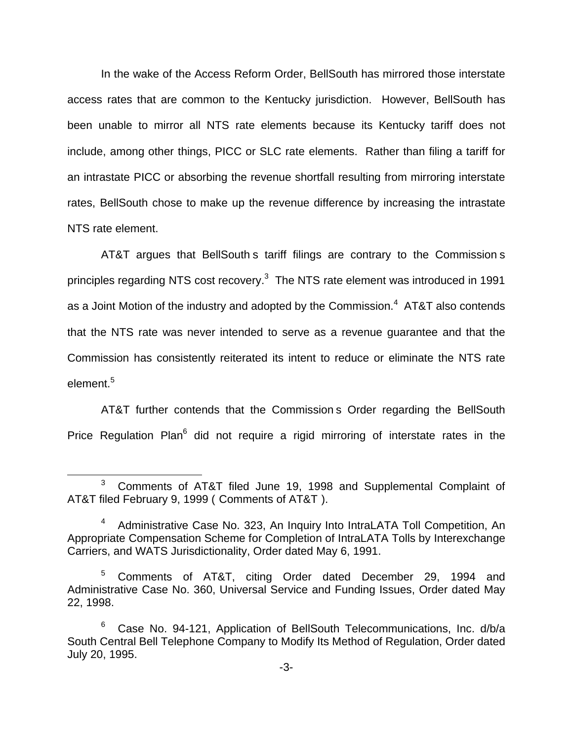In the wake of the Access Reform Order, BellSouth has mirrored those interstate access rates that are common to the Kentucky jurisdiction. However, BellSouth has been unable to mirror all NTS rate elements because its Kentucky tariff does not include, among other things, PICC or SLC rate elements. Rather than filing a tariff for an intrastate PICC or absorbing the revenue shortfall resulting from mirroring interstate rates, BellSouth chose to make up the revenue difference by increasing the intrastate NTS rate element.

AT&T argues that BellSouth s tariff filings are contrary to the Commission s principles regarding NTS cost recovery.[3] The NTS rate element was introduced in 1991 as a Joint Motion of the industry and adopted by the Commission.[4] AT&T also contends that the NTS rate was never intended to serve as a revenue guarantee and that the Commission has consistently reiterated its intent to reduce or eliminate the NTS rate element.[5]

AT&T further contends that the Commission s Order regarding the BellSouth Price Regulation Plan[6] did not require a rigid mirroring of interstate rates in the

---

[3] Comments of AT&T filed June 19, 1998 and Supplemental Complaint of AT&T filed February 9, 1999 ( Comments of AT&T ).

[4] Administrative Case No. 323, An Inquiry Into IntraLATA Toll Competition, An Appropriate Compensation Scheme for Completion of IntraLATA Tolls by Interexchange Carriers, and WATS Jurisdictionality, Order dated May 6, 1991.

[5] Comments of AT&T, citing Order dated December 29, 1994 and Administrative Case No. 360, Universal Service and Funding Issues, Order dated May 22, 1998.

[6] Case No. 94-121, Application of BellSouth Telecommunications, Inc. d/b/a South Central Bell Telephone Company to Modify Its Method of Regulation, Order dated July 20, 1995.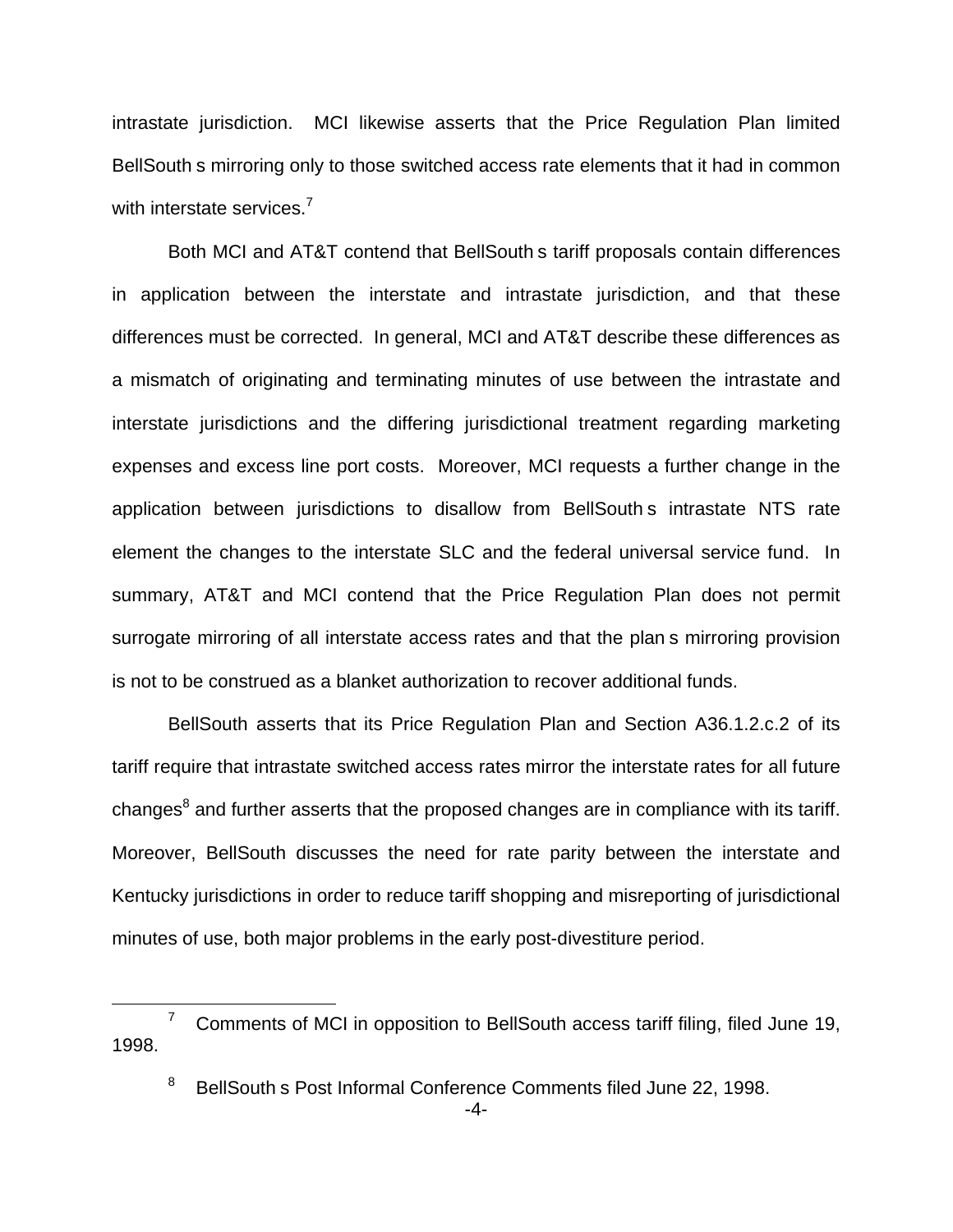intrastate jurisdiction. MCI likewise asserts that the Price Regulation Plan limited BellSouth s mirroring only to those switched access rate elements that it had in common with interstate services.[7]

Both MCI and AT&T contend that BellSouth s tariff proposals contain differences in application between the interstate and intrastate jurisdiction, and that these differences must be corrected. In general, MCI and AT&T describe these differences as a mismatch of originating and terminating minutes of use between the intrastate and interstate jurisdictions and the differing jurisdictional treatment regarding marketing expenses and excess line port costs. Moreover, MCI requests a further change in the application between jurisdictions to disallow from BellSouth s intrastate NTS rate element the changes to the interstate SLC and the federal universal service fund. In summary, AT&T and MCI contend that the Price Regulation Plan does not permit surrogate mirroring of all interstate access rates and that the plan s mirroring provision is not to be construed as a blanket authorization to recover additional funds.

BellSouth asserts that its Price Regulation Plan and Section A36.1.2.c.2 of its tariff require that intrastate switched access rates mirror the interstate rates for all future changes[8] and further asserts that the proposed changes are in compliance with its tariff. Moreover, BellSouth discusses the need for rate parity between the interstate and Kentucky jurisdictions in order to reduce tariff shopping and misreporting of jurisdictional minutes of use, both major problems in the early post-divestiture period.

---

[7] Comments of MCI in opposition to BellSouth access tariff filing, filed June 19, 1998.

[8] BellSouth s Post Informal Conference Comments filed June 22, 1998.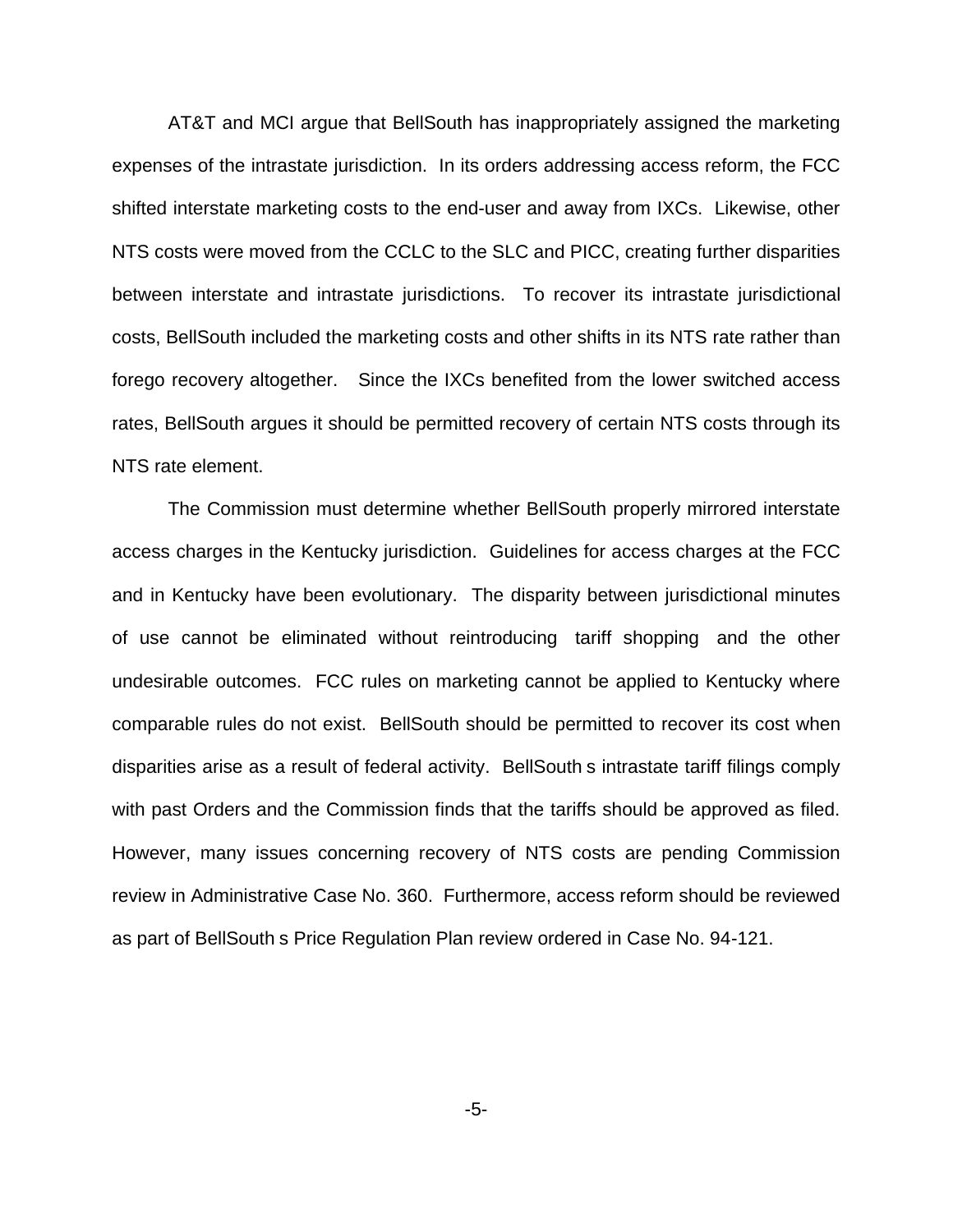AT&T and MCI argue that BellSouth has inappropriately assigned the marketing expenses of the intrastate jurisdiction. In its orders addressing access reform, the FCC shifted interstate marketing costs to the end-user and away from IXCs. Likewise, other NTS costs were moved from the CCLC to the SLC and PICC, creating further disparities between interstate and intrastate jurisdictions. To recover its intrastate jurisdictional costs, BellSouth included the marketing costs and other shifts in its NTS rate rather than forego recovery altogether. Since the IXCs benefited from the lower switched access rates, BellSouth argues it should be permitted recovery of certain NTS costs through its NTS rate element.

The Commission must determine whether BellSouth properly mirrored interstate access charges in the Kentucky jurisdiction. Guidelines for access charges at the FCC and in Kentucky have been evolutionary. The disparity between jurisdictional minutes of use cannot be eliminated without reintroducing tariff shopping and the other undesirable outcomes. FCC rules on marketing cannot be applied to Kentucky where comparable rules do not exist. BellSouth should be permitted to recover its cost when disparities arise as a result of federal activity. BellSouth s intrastate tariff filings comply with past Orders and the Commission finds that the tariffs should be approved as filed. However, many issues concerning recovery of NTS costs are pending Commission review in Administrative Case No. 360. Furthermore, access reform should be reviewed as part of BellSouth s Price Regulation Plan review ordered in Case No. 94-121.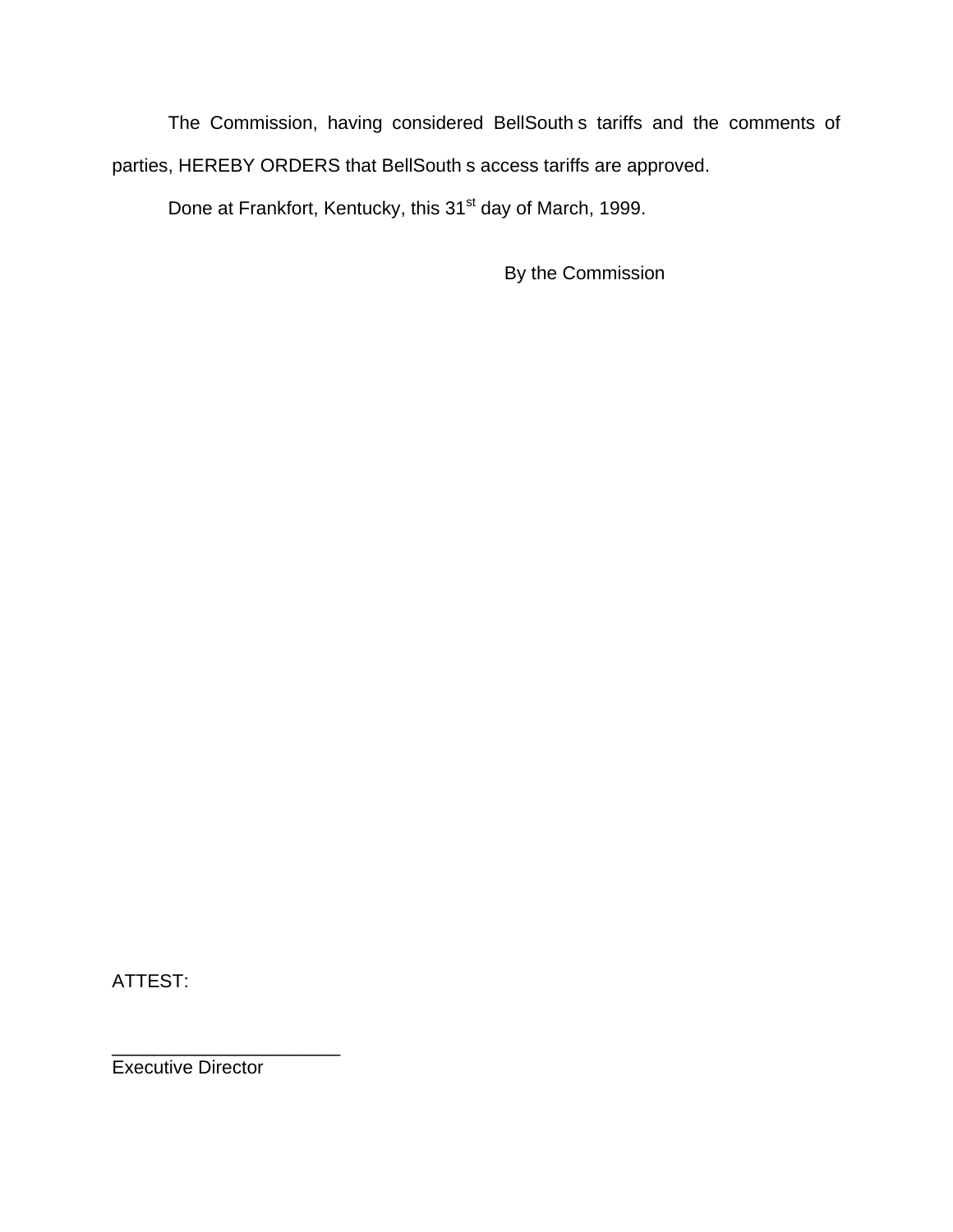The Commission, having considered BellSouth s tariffs and the comments of parties, HEREBY ORDERS that BellSouth s access tariffs are approved.

Done at Frankfort, Kentucky, this 31st day of March, 1999.

By the Commission

ATTEST:

______________________
Executive Director